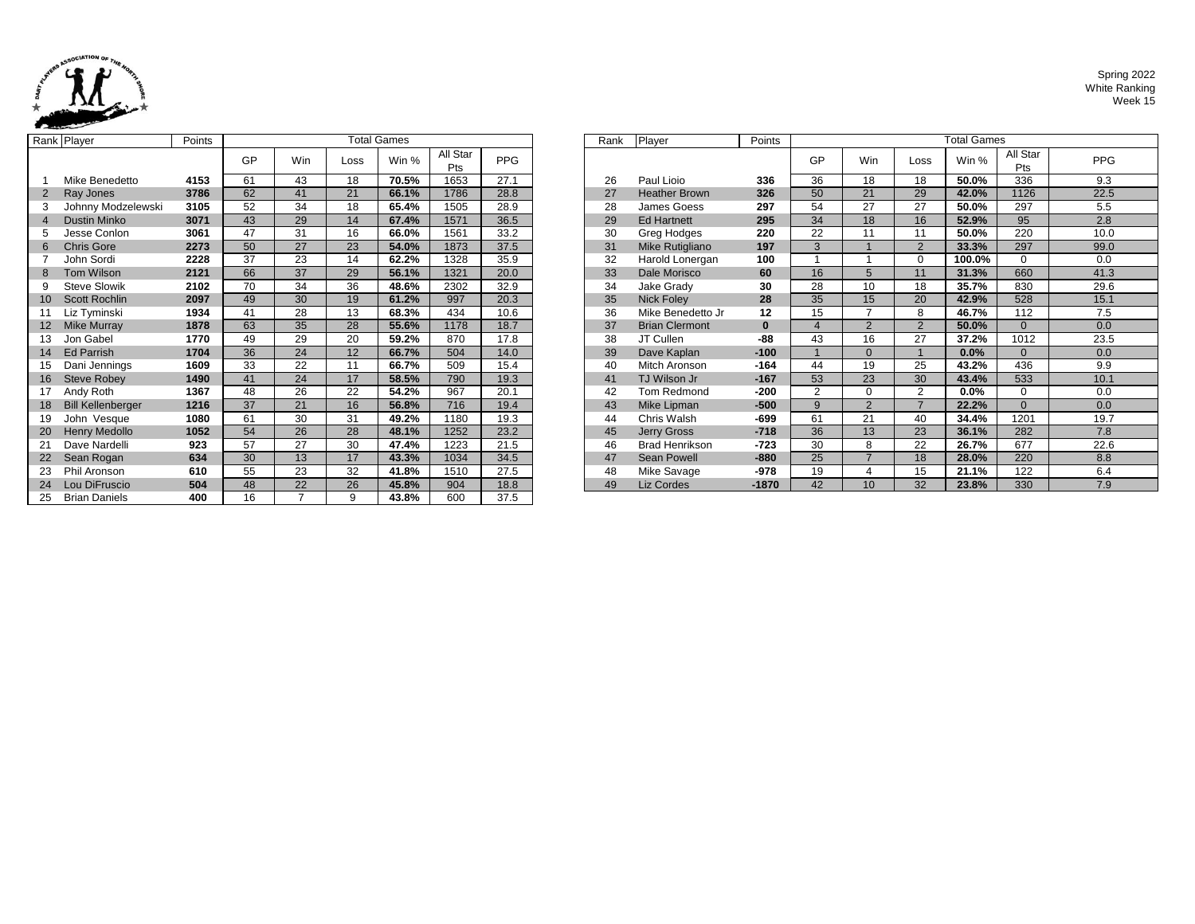Spring 2022
White Ranking
Week 15

| Rank | Player | Points | Total Games | | | | | |
|---|---|---|---|---|---|---|---|---|
| | | | GP | Win | Loss | Win % | All Star Pts | PPG |
| 1 | Mike Benedetto | **4153** | 61 | 43 | 18 | **70.5%** | 1653 | 27.1 |
| 2 | Ray Jones | **3786** | 62 | 41 | 21 | **66.1%** | 1786 | 28.8 |
| 3 | Johnny Modzelewski | **3105** | 52 | 34 | 18 | **65.4%** | 1505 | 28.9 |
| 4 | Dustin Minko | **3071** | 43 | 29 | 14 | **67.4%** | 1571 | 36.5 |
| 5 | Jesse Conlon | **3061** | 47 | 31 | 16 | **66.0%** | 1561 | 33.2 |
| 6 | Chris Gore | **2273** | 50 | 27 | 23 | **54.0%** | 1873 | 37.5 |
| 7 | John Sordi | **2228** | 37 | 23 | 14 | **62.2%** | 1328 | 35.9 |
| 8 | Tom Wilson | **2121** | 66 | 37 | 29 | **56.1%** | 1321 | 20.0 |
| 9 | Steve Slowik | **2102** | 70 | 34 | 36 | **48.6%** | 2302 | 32.9 |
| 10 | Scott Rochlin | **2097** | 49 | 30 | 19 | **61.2%** | 997 | 20.3 |
| 11 | Liz Tyminski | **1934** | 41 | 28 | 13 | **68.3%** | 434 | 10.6 |
| 12 | Mike Murray | **1878** | 63 | 35 | 28 | **55.6%** | 1178 | 18.7 |
| 13 | Jon Gabel | **1770** | 49 | 29 | 20 | **59.2%** | 870 | 17.8 |
| 14 | Ed Parrish | **1704** | 36 | 24 | 12 | **66.7%** | 504 | 14.0 |
| 15 | Dani Jennings | **1609** | 33 | 22 | 11 | **66.7%** | 509 | 15.4 |
| 16 | Steve Robey | **1490** | 41 | 24 | 17 | **58.5%** | 790 | 19.3 |
| 17 | Andy Roth | **1367** | 48 | 26 | 22 | **54.2%** | 967 | 20.1 |
| 18 | Bill Kellenberger | **1216** | 37 | 21 | 16 | **56.8%** | 716 | 19.4 |
| 19 | John Vesque | **1080** | 61 | 30 | 31 | **49.2%** | 1180 | 19.3 |
| 20 | Henry Medollo | **1052** | 54 | 26 | 28 | **48.1%** | 1252 | 23.2 |
| 21 | Dave Nardelli | **923** | 57 | 27 | 30 | **47.4%** | 1223 | 21.5 |
| 22 | Sean Rogan | **634** | 30 | 13 | 17 | **43.3%** | 1034 | 34.5 |
| 23 | Phil Aronson | **610** | 55 | 23 | 32 | **41.8%** | 1510 | 27.5 |
| 24 | Lou DiFruscio | **504** | 48 | 22 | 26 | **45.8%** | 904 | 18.8 |
| 25 | Brian Daniels | **400** | 16 | 7 | 9 | **43.8%** | 600 | 37.5 |
| 26 | Paul Lioio | **336** | 36 | 18 | 18 | **50.0%** | 336 | 9.3 |
| 27 | Heather Brown | **326** | 50 | 21 | 29 | **42.0%** | 1126 | 22.5 |
| 28 | James Goess | **297** | 54 | 27 | 27 | **50.0%** | 297 | 5.5 |
| 29 | Ed Hartnett | **295** | 34 | 18 | 16 | **52.9%** | 95 | 2.8 |
| 30 | Greg Hodges | **220** | 22 | 11 | 11 | **50.0%** | 220 | 10.0 |
| 31 | Mike Rutigliano | **197** | 3 | 1 | 2 | **33.3%** | 297 | 99.0 |
| 32 | Harold Lonergan | **100** | 1 | 1 | 0 | **100.0%** | 0 | 0.0 |
| 33 | Dale Morisco | **60** | 16 | 5 | 11 | **31.3%** | 660 | 41.3 |
| 34 | Jake Grady | **30** | 28 | 10 | 18 | **35.7%** | 830 | 29.6 |
| 35 | Nick Foley | **28** | 35 | 15 | 20 | **42.9%** | 528 | 15.1 |
| 36 | Mike Benedetto Jr | **12** | 15 | 7 | 8 | **46.7%** | 112 | 7.5 |
| 37 | Brian Clermont | **0** | 4 | 2 | 2 | **50.0%** | 0 | 0.0 |
| 38 | JT Cullen | **-88** | 43 | 16 | 27 | **37.2%** | 1012 | 23.5 |
| 39 | Dave Kaplan | **-100** | 1 | 0 | 1 | **0.0%** | 0 | 0.0 |
| 40 | Mitch Aronson | **-164** | 44 | 19 | 25 | **43.2%** | 436 | 9.9 |
| 41 | TJ Wilson Jr | **-167** | 53 | 23 | 30 | **43.4%** | 533 | 10.1 |
| 42 | Tom Redmond | **-200** | 2 | 0 | 2 | **0.0%** | 0 | 0.0 |
| 43 | Mike Lipman | **-500** | 9 | 2 | 7 | **22.2%** | 0 | 0.0 |
| 44 | Chris Walsh | **-699** | 61 | 21 | 40 | **34.4%** | 1201 | 19.7 |
| 45 | Jerry Gross | **-718** | 36 | 13 | 23 | **36.1%** | 282 | 7.8 |
| 46 | Brad Henrikson | **-723** | 30 | 8 | 22 | **26.7%** | 677 | 22.6 |
| 47 | Sean Powell | **-880** | 25 | 7 | 18 | **28.0%** | 220 | 8.8 |
| 48 | Mike Savage | **-978** | 19 | 4 | 15 | **21.1%** | 122 | 6.4 |
| 49 | Liz Cordes | **-1870** | 42 | 10 | 32 | **23.8%** | 330 | 7.9 |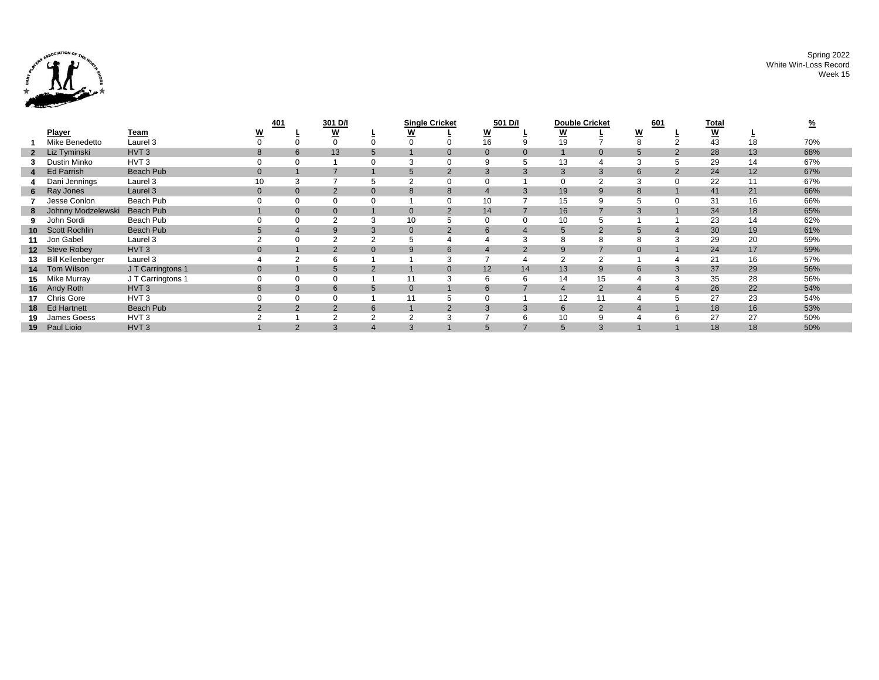Spring 2022
White Win-Loss Record
Week 15

| | | | 401 | | 301 D/I | | Single Cricket | | 501 D/I | | Double Cricket | | 601 | | Total | | |
|---|---|---|---|---|---|---|---|---|---|---|---|---|---|---|---|---|---|
| | Player | Team | W | L | W | L | W | L | W | L | W | L | W | L | W | L | % |
| 1 | Mike Benedetto | Laurel 3 | 0 | 0 | 0 | 0 | 0 | 0 | 16 | 9 | 19 | 7 | 8 | 2 | 43 | 18 | 70% |
| 2 | Liz Tyminski | HVT 3 | 8 | 6 | 13 | 5 | 1 | 0 | 0 | 0 | 1 | 0 | 5 | 2 | 28 | 13 | 68% |
| 3 | Dustin Minko | HVT 3 | 0 | 0 | 1 | 0 | 3 | 0 | 9 | 5 | 13 | 4 | 3 | 5 | 29 | 14 | 67% |
| 4 | Ed Parrish | Beach Pub | 0 | 1 | 7 | 1 | 5 | 2 | 3 | 3 | 3 | 3 | 6 | 2 | 24 | 12 | 67% |
| 4 | Dani Jennings | Laurel 3 | 10 | 3 | 7 | 5 | 2 | 0 | 0 | 1 | 0 | 2 | 3 | 0 | 22 | 11 | 67% |
| 6 | Ray Jones | Laurel 3 | 0 | 0 | 2 | 0 | 8 | 8 | 4 | 3 | 19 | 9 | 8 | 1 | 41 | 21 | 66% |
| 7 | Jesse Conlon | Beach Pub | 0 | 0 | 0 | 0 | 1 | 0 | 10 | 7 | 15 | 9 | 5 | 0 | 31 | 16 | 66% |
| 8 | Johnny Modzelewski | Beach Pub | 1 | 0 | 0 | 1 | 0 | 2 | 14 | 7 | 16 | 7 | 3 | 1 | 34 | 18 | 65% |
| 9 | John Sordi | Beach Pub | 0 | 0 | 2 | 3 | 10 | 5 | 0 | 0 | 10 | 5 | 1 | 1 | 23 | 14 | 62% |
| 10 | Scott Rochlin | Beach Pub | 5 | 4 | 9 | 3 | 0 | 2 | 6 | 4 | 5 | 2 | 5 | 4 | 30 | 19 | 61% |
| 11 | Jon Gabel | Laurel 3 | 2 | 0 | 2 | 2 | 5 | 4 | 4 | 3 | 8 | 8 | 8 | 3 | 29 | 20 | 59% |
| 12 | Steve Robey | HVT 3 | 0 | 1 | 2 | 0 | 9 | 6 | 4 | 2 | 9 | 7 | 0 | 1 | 24 | 17 | 59% |
| 13 | Bill Kellenberger | Laurel 3 | 4 | 2 | 6 | 1 | 1 | 3 | 7 | 4 | 2 | 2 | 1 | 4 | 21 | 16 | 57% |
| 14 | Tom Wilson | J T Carringtons 1 | 0 | 1 | 5 | 2 | 1 | 0 | 12 | 14 | 13 | 9 | 6 | 3 | 37 | 29 | 56% |
| 15 | Mike Murray | J T Carringtons 1 | 0 | 0 | 0 | 1 | 11 | 3 | 6 | 6 | 14 | 15 | 4 | 3 | 35 | 28 | 56% |
| 16 | Andy Roth | HVT 3 | 6 | 3 | 6 | 5 | 0 | 1 | 6 | 7 | 4 | 2 | 4 | 4 | 26 | 22 | 54% |
| 17 | Chris Gore | HVT 3 | 0 | 0 | 0 | 1 | 11 | 5 | 0 | 1 | 12 | 11 | 4 | 5 | 27 | 23 | 54% |
| 18 | Ed Hartnett | Beach Pub | 2 | 2 | 2 | 6 | 1 | 2 | 3 | 3 | 6 | 2 | 4 | 1 | 18 | 16 | 53% |
| 19 | James Goess | HVT 3 | 2 | 1 | 2 | 2 | 2 | 3 | 7 | 6 | 10 | 9 | 4 | 6 | 27 | 27 | 50% |
| 19 | Paul Lioio | HVT 3 | 1 | 2 | 3 | 4 | 3 | 1 | 5 | 7 | 5 | 3 | 1 | 1 | 18 | 18 | 50% |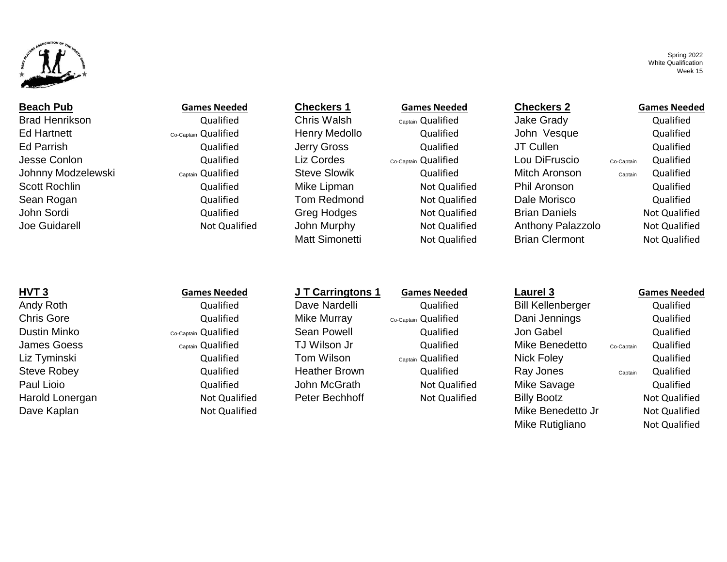Spring 2022
White Qualification
Week 15

### Beach Pub

| Player | | Games Needed |
|---|---|---|
| Brad Henrikson | | Qualified |
| Ed Hartnett | Co-Captain | Qualified |
| Ed Parrish | | Qualified |
| Jesse Conlon | | Qualified |
| Johnny Modzelewski | Captain | Qualified |
| Scott Rochlin | | Qualified |
| Sean Rogan | | Qualified |
| John Sordi | | Qualified |
| Joe Guidarell | | Not Qualified |

### Checkers 1

| Player | | Games Needed |
|---|---|---|
| Chris Walsh | Captain | Qualified |
| Henry Medollo | | Qualified |
| Jerry Gross | | Qualified |
| Liz Cordes | Co-Captain | Qualified |
| Steve Slowik | | Qualified |
| Mike Lipman | | Not Qualified |
| Tom Redmond | | Not Qualified |
| Greg Hodges | | Not Qualified |
| John Murphy | | Not Qualified |
| Matt Simonetti | | Not Qualified |

### Checkers 2

| Player | | Games Needed |
|---|---|---|
| Jake Grady | | Qualified |
| John Vesque | | Qualified |
| JT Cullen | | Qualified |
| Lou DiFruscio | Co-Captain | Qualified |
| Mitch Aronson | Captain | Qualified |
| Phil Aronson | | Qualified |
| Dale Morisco | | Qualified |
| Brian Daniels | | Not Qualified |
| Anthony Palazzolo | | Not Qualified |
| Brian Clermont | | Not Qualified |

### HVT 3

| Player | | Games Needed |
|---|---|---|
| Andy Roth | | Qualified |
| Chris Gore | | Qualified |
| Dustin Minko | Co-Captain | Qualified |
| James Goess | Captain | Qualified |
| Liz Tyminski | | Qualified |
| Steve Robey | | Qualified |
| Paul Lioio | | Qualified |
| Harold Lonergan | | Not Qualified |
| Dave Kaplan | | Not Qualified |

### J T Carringtons 1

| Player | | Games Needed |
|---|---|---|
| Dave Nardelli | | Qualified |
| Mike Murray | Co-Captain | Qualified |
| Sean Powell | | Qualified |
| TJ Wilson Jr | | Qualified |
| Tom Wilson | Captain | Qualified |
| Heather Brown | | Qualified |
| John McGrath | | Not Qualified |
| Peter Bechhoff | | Not Qualified |

### Laurel 3

| Player | | Games Needed |
|---|---|---|
| Bill Kellenberger | | Qualified |
| Dani Jennings | | Qualified |
| Jon Gabel | | Qualified |
| Mike Benedetto | Co-Captain | Qualified |
| Nick Foley | | Qualified |
| Ray Jones | Captain | Qualified |
| Mike Savage | | Qualified |
| Billy Bootz | | Not Qualified |
| Mike Benedetto Jr | | Not Qualified |
| Mike Rutigliano | | Not Qualified |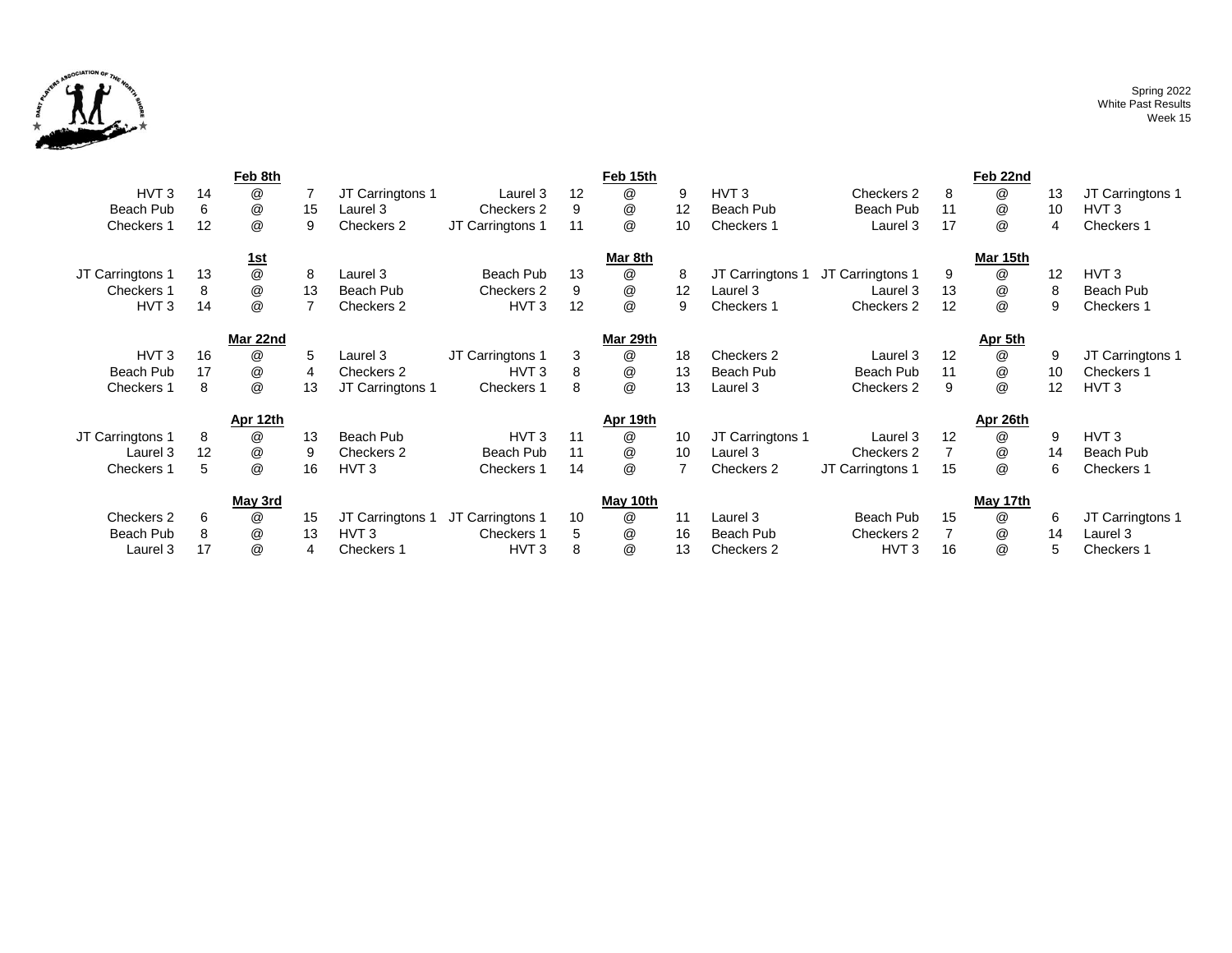Spring 2022
White Past Results
Week 15

| | | Feb 8th | | | | | Feb 15th | | | | | Feb 22nd | | |
|---|---|---|---|---|---|---|---|---|---|---|---|---|---|---|
| HVT 3 | 14 | @ | 7 | JT Carringtons 1 | Laurel 3 | 12 | @ | 9 | HVT 3 | Checkers 2 | 8 | @ | 13 | JT Carringtons 1 |
| Beach Pub | 6 | @ | 15 | Laurel 3 | Checkers 2 | 9 | @ | 12 | Beach Pub | Beach Pub | 11 | @ | 10 | HVT 3 |
| Checkers 1 | 12 | @ | 9 | Checkers 2 | JT Carringtons 1 | 11 | @ | 10 | Checkers 1 | Laurel 3 | 17 | @ | 4 | Checkers 1 |
| | | 1st | | | | | Mar 8th | | | | | Mar 15th | | |
| JT Carringtons 1 | 13 | @ | 8 | Laurel 3 | Beach Pub | 13 | @ | 8 | JT Carringtons 1 | JT Carringtons 1 | 9 | @ | 12 | HVT 3 |
| Checkers 1 | 8 | @ | 13 | Beach Pub | Checkers 2 | 9 | @ | 12 | Laurel 3 | Laurel 3 | 13 | @ | 8 | Beach Pub |
| HVT 3 | 14 | @ | 7 | Checkers 2 | HVT 3 | 12 | @ | 9 | Checkers 1 | Checkers 2 | 12 | @ | 9 | Checkers 1 |
| | | Mar 22nd | | | | | Mar 29th | | | | | Apr 5th | | |
| HVT 3 | 16 | @ | 5 | Laurel 3 | JT Carringtons 1 | 3 | @ | 18 | Checkers 2 | Laurel 3 | 12 | @ | 9 | JT Carringtons 1 |
| Beach Pub | 17 | @ | 4 | Checkers 2 | HVT 3 | 8 | @ | 13 | Beach Pub | Beach Pub | 11 | @ | 10 | Checkers 1 |
| Checkers 1 | 8 | @ | 13 | JT Carringtons 1 | Checkers 1 | 8 | @ | 13 | Laurel 3 | Checkers 2 | 9 | @ | 12 | HVT 3 |
| | | Apr 12th | | | | | Apr 19th | | | | | Apr 26th | | |
| JT Carringtons 1 | 8 | @ | 13 | Beach Pub | HVT 3 | 11 | @ | 10 | JT Carringtons 1 | Laurel 3 | 12 | @ | 9 | HVT 3 |
| Laurel 3 | 12 | @ | 9 | Checkers 2 | Beach Pub | 11 | @ | 10 | Laurel 3 | Checkers 2 | 7 | @ | 14 | Beach Pub |
| Checkers 1 | 5 | @ | 16 | HVT 3 | Checkers 1 | 14 | @ | 7 | Checkers 2 | JT Carringtons 1 | 15 | @ | 6 | Checkers 1 |
| | | May 3rd | | | | | May 10th | | | | | May 17th | | |
| Checkers 2 | 6 | @ | 15 | JT Carringtons 1 | JT Carringtons 1 | 10 | @ | 11 | Laurel 3 | Beach Pub | 15 | @ | 6 | JT Carringtons 1 |
| Beach Pub | 8 | @ | 13 | HVT 3 | Checkers 1 | 5 | @ | 16 | Beach Pub | Checkers 2 | 7 | @ | 14 | Laurel 3 |
| Laurel 3 | 17 | @ | 4 | Checkers 1 | HVT 3 | 8 | @ | 13 | Checkers 2 | HVT 3 | 16 | @ | 5 | Checkers 1 |